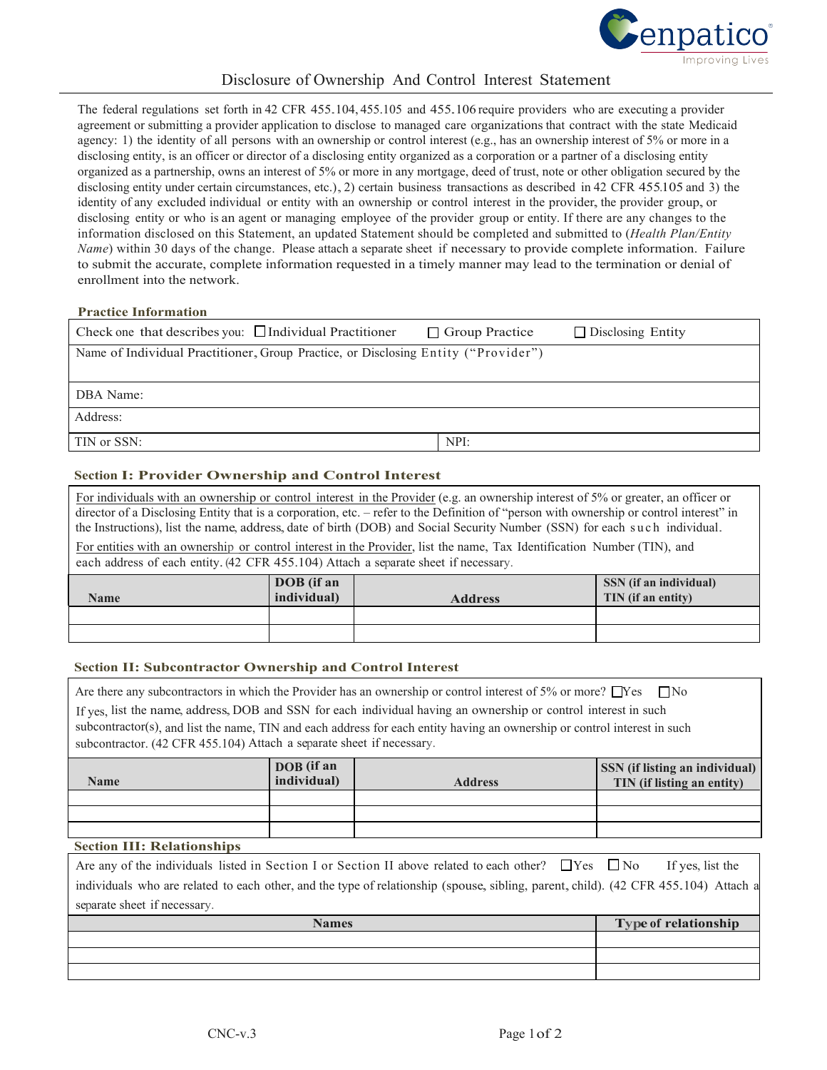# Disclosure of Ownership And Control Interest Statement

The federal regulations set forth in 42 CFR 455.104, 455.105 and 455.106 require providers who are executing a provider agreement or submitting a provider application to disclose to managed care organizations that contract with the state Medicaid agency: 1) the identity of all persons with an ownership or control interest (e.g., has an ownership interest of 5% or more in a disclosing entity, is an officer or director of a disclosing entity organized as a corporation or a partner of a disclosing entity organized as a partnership, owns an interest of 5% or more in any mortgage, deed of trust, note or other obligation secured by the disclosing entity under certain circumstances, etc.), 2) certain business transactions as described in 42 CFR 455.105 and 3) the identity of any excluded individual or entity with an ownership or control interest in the provider, the provider group, or disclosing entity or who is an agent or managing employee of the provider group or entity. If there are any changes to the information disclosed on this Statement, an updated Statement should be completed and submitted to (*Health Plan/Entity Name*) within 30 days of the change. Please attach a separate sheet if necessary to provide complete information. Failure to submit the accurate, complete information requested in a timely manner may lead to the termination or denial of enrollment into the network.

### Practice Information

| Check one that describes you: ☐ Individual Practitioner ☐ Group Practice ☐ Disclosing Entity | |
|---|---|
| Name of Individual Practitioner, Group Practice, or Disclosing Entity ("Provider") | |
| DBA Name: | |
| Address: | |
| TIN or SSN: | NPI: |

### Section I: Provider Ownership and Control Interest

For individuals with an ownership or control interest in the Provider (e.g. an ownership interest of 5% or greater, an officer or director of a Disclosing Entity that is a corporation, etc. – refer to the Definition of "person with ownership or control interest" in the Instructions), list the name, address, date of birth (DOB) and Social Security Number (SSN) for each such individual.

For entities with an ownership or control interest in the Provider, list the name, Tax Identification Number (TIN), and each address of each entity. (42 CFR 455.104) Attach a separate sheet if necessary.

| Name | DOB (if an individual) | Address | SSN (if an individual) TIN (if an entity) |
|---|---|---|---|
| | | | |
| | | | |

### Section II: Subcontractor Ownership and Control Interest

Are there any subcontractors in which the Provider has an ownership or control interest of 5% or more? ☐ Yes ☐ No

If yes, list the name, address, DOB and SSN for each individual having an ownership or control interest in such subcontractor(s), and list the name, TIN and each address for each entity having an ownership or control interest in such subcontractor. (42 CFR 455.104) Attach a separate sheet if necessary.

| Name | DOB (if an individual) | Address | SSN (if listing an individual) TIN (if listing an entity) |
|---|---|---|---|
| | | | |
| | | | |
| | | | |

### Section III: Relationships

Are any of the individuals listed in Section I or Section II above related to each other? ☐ Yes ☐ No If yes, list the individuals who are related to each other, and the type of relationship (spouse, sibling, parent, child). (42 CFR 455.104) Attach a separate sheet if necessary.

| Names | Type of relationship |
|---|---|
| | |
| | |
| | |

CNC-v.3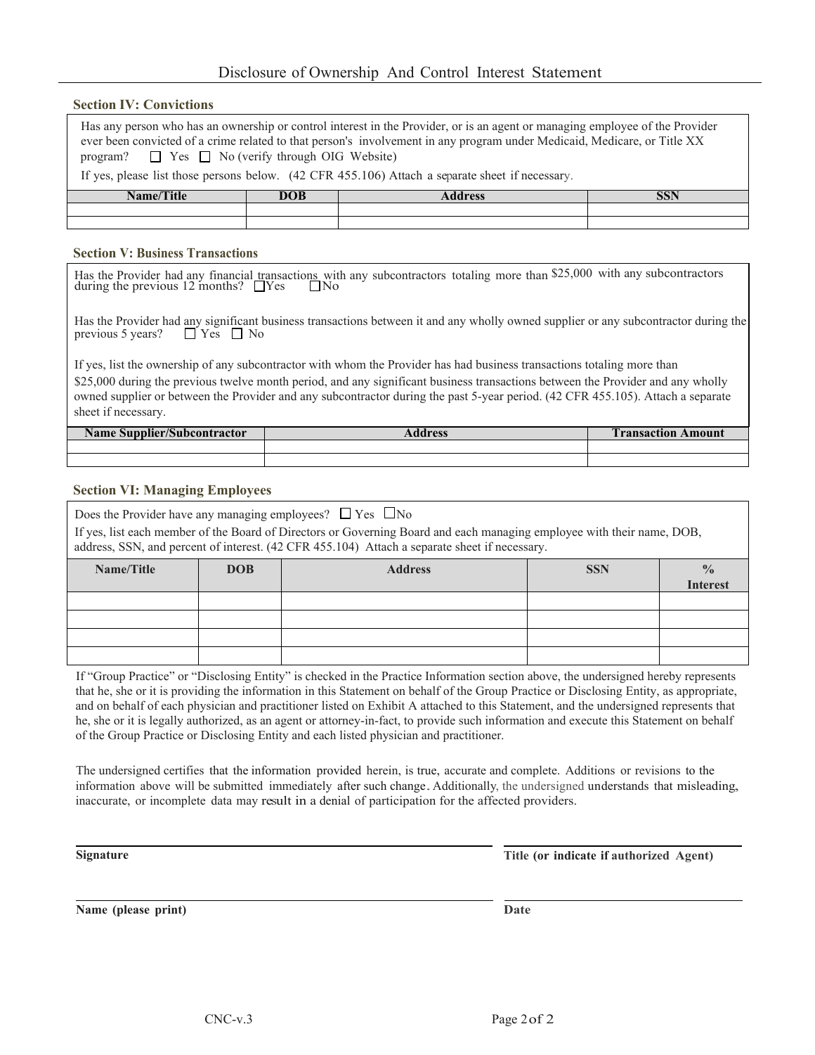# Disclosure of Ownership And Control Interest Statement

### Section IV: Convictions

Has any person who has an ownership or control interest in the Provider, or is an agent or managing employee of the Provider ever been convicted of a crime related to that person's involvement in any program under Medicaid, Medicare, or Title XX program? ☐ Yes ☐ No (verify through OIG Website)

If yes, please list those persons below. (42 CFR 455.106) Attach a separate sheet if necessary.

| Name/Title | DOB | Address | SSN |
|---|---|---|---|
| | | | |
| | | | |

### Section V: Business Transactions

Has the Provider had any financial transactions with any subcontractors totaling more than $25,000 with any subcontractors during the previous 12 months? ☐Yes ☐No

Has the Provider had any significant business transactions between it and any wholly owned supplier or any subcontractor during the previous 5 years? ☐ Yes ☐ No

If yes, list the ownership of any subcontractor with whom the Provider has had business transactions totaling more than $25,000 during the previous twelve month period, and any significant business transactions between the Provider and any wholly owned supplier or between the Provider and any subcontractor during the past 5-year period. (42 CFR 455.105). Attach a separate sheet if necessary.

| Name Supplier/Subcontractor | Address | Transaction Amount |
|---|---|---|
| | | |
| | | |

### Section VI: Managing Employees

Does the Provider have any managing employees? ☐ Yes ☐No

If yes, list each member of the Board of Directors or Governing Board and each managing employee with their name, DOB, address, SSN, and percent of interest. (42 CFR 455.104) Attach a separate sheet if necessary.

| Name/Title | DOB | Address | SSN | % Interest |
|---|---|---|---|---|
| | | | | |
| | | | | |
| | | | | |
| | | | | |

If "Group Practice" or "Disclosing Entity" is checked in the Practice Information section above, the undersigned hereby represents that he, she or it is providing the information in this Statement on behalf of the Group Practice or Disclosing Entity, as appropriate, and on behalf of each physician and practitioner listed on Exhibit A attached to this Statement, and the undersigned represents that he, she or it is legally authorized, as an agent or attorney-in-fact, to provide such information and execute this Statement on behalf of the Group Practice or Disclosing Entity and each listed physician and practitioner.

The undersigned certifies that the information provided herein, is true, accurate and complete. Additions or revisions to the information above will be submitted immediately after such change. Additionally, the undersigned understands that misleading, inaccurate, or incomplete data may result in a denial of participation for the affected providers.

**Signature** ______________________ **Title (or indicate if authorized Agent)** ______________________

**Name (please print)** ______________________ **Date** ______________________

CNC-v.3